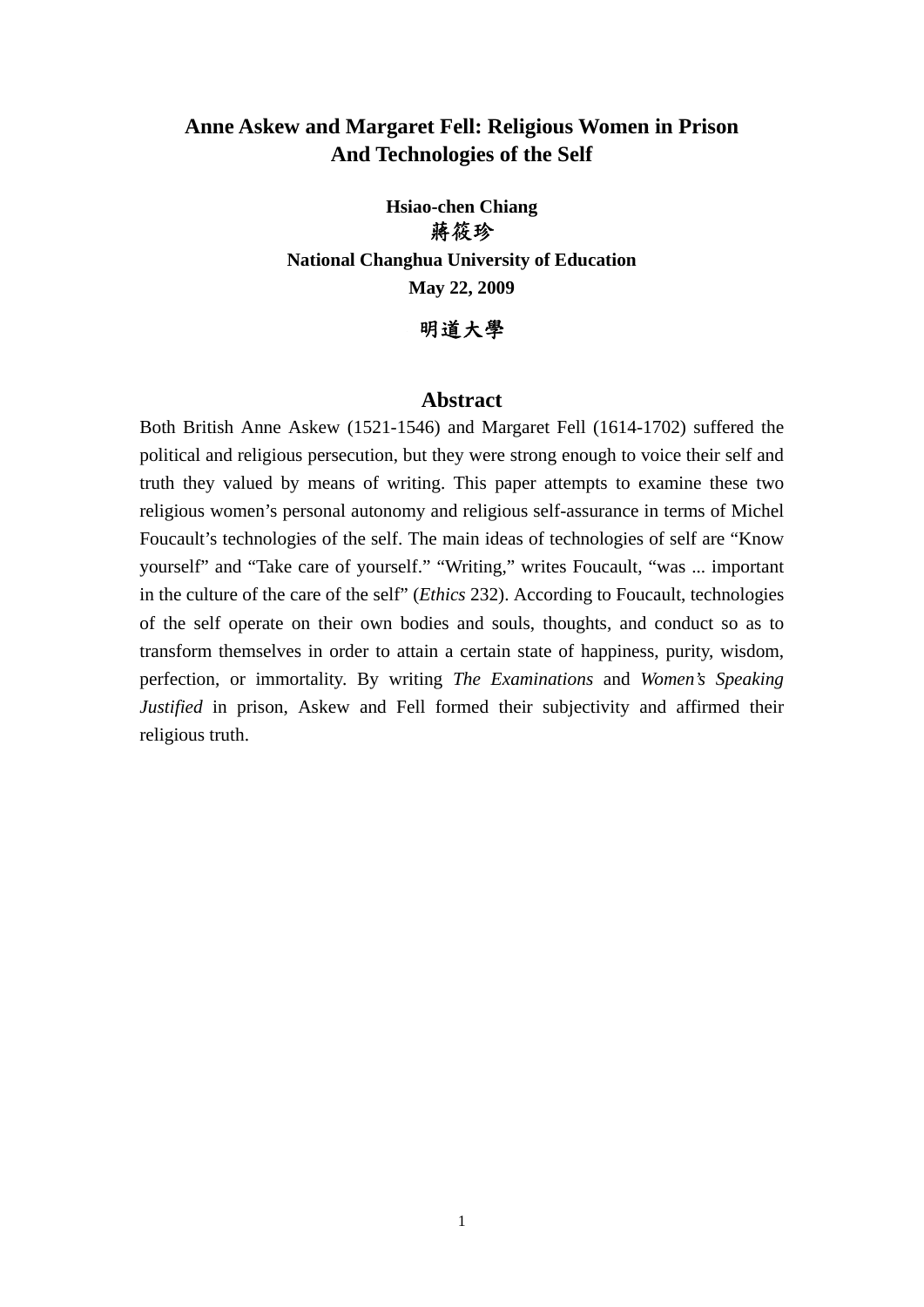# Anne Askew and Margaret Fell: Religious Women in Prison And Technologies of the Self

**Hsiao-chen Chiang**

**蔣筱珍**

**National Changhua University of Education**

**May 22, 2009**

**明道大學**

## Abstract

Both British Anne Askew (1521-1546) and Margaret Fell (1614-1702) suffered the political and religious persecution, but they were strong enough to voice their self and truth they valued by means of writing. This paper attempts to examine these two religious women's personal autonomy and religious self-assurance in terms of Michel Foucault's technologies of the self. The main ideas of technologies of self are "Know yourself" and "Take care of yourself." "Writing," writes Foucault, "was ... important in the culture of the care of the self" (*Ethics* 232). According to Foucault, technologies of the self operate on their own bodies and souls, thoughts, and conduct so as to transform themselves in order to attain a certain state of happiness, purity, wisdom, perfection, or immortality. By writing *The Examinations* and *Women's Speaking Justified* in prison, Askew and Fell formed their subjectivity and affirmed their religious truth.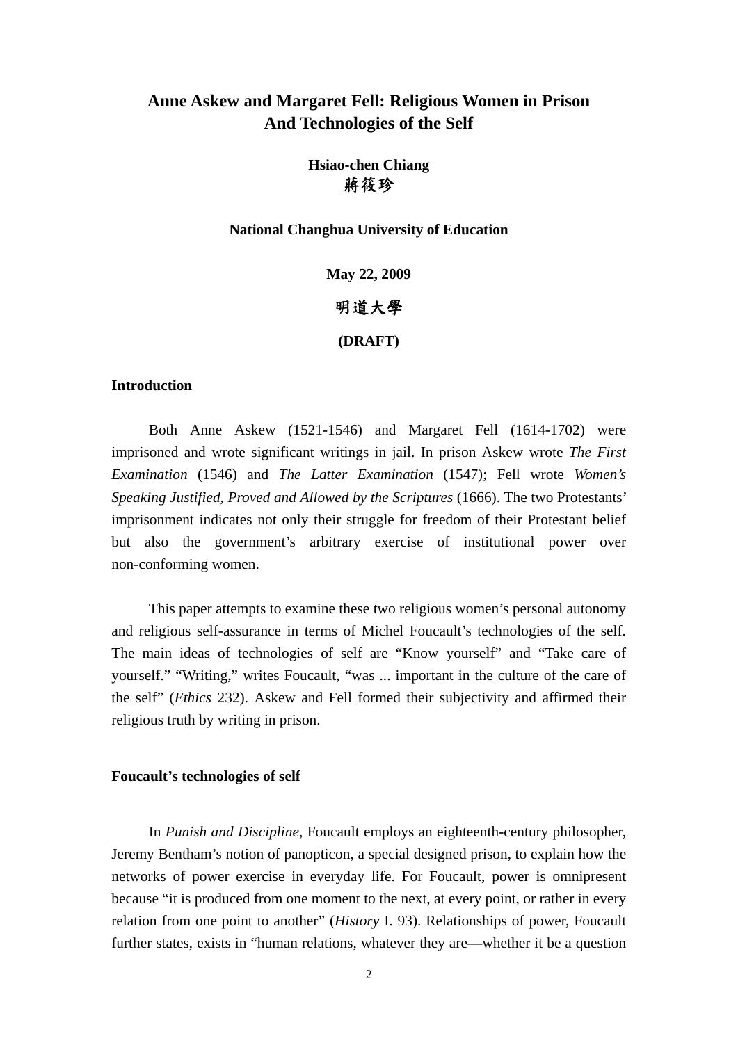# Anne Askew and Margaret Fell: Religious Women in Prison And Technologies of the Self

**Hsiao-chen Chiang**
**蔣筱珍**

**National Changhua University of Education**

**May 22, 2009**

**明道大學**

**(DRAFT)**

## Introduction

Both Anne Askew (1521-1546) and Margaret Fell (1614-1702) were imprisoned and wrote significant writings in jail. In prison Askew wrote *The First Examination* (1546) and *The Latter Examination* (1547); Fell wrote *Women's Speaking Justified, Proved and Allowed by the Scriptures* (1666). The two Protestants' imprisonment indicates not only their struggle for freedom of their Protestant belief but also the government's arbitrary exercise of institutional power over non-conforming women.

This paper attempts to examine these two religious women's personal autonomy and religious self-assurance in terms of Michel Foucault's technologies of the self. The main ideas of technologies of self are "Know yourself" and "Take care of yourself." "Writing," writes Foucault, "was ... important in the culture of the care of the self" (*Ethics* 232). Askew and Fell formed their subjectivity and affirmed their religious truth by writing in prison.

## Foucault's technologies of self

In *Punish and Discipline*, Foucault employs an eighteenth-century philosopher, Jeremy Bentham's notion of panopticon, a special designed prison, to explain how the networks of power exercise in everyday life. For Foucault, power is omnipresent because "it is produced from one moment to the next, at every point, or rather in every relation from one point to another" (*History* I. 93). Relationships of power, Foucault further states, exists in "human relations, whatever they are—whether it be a question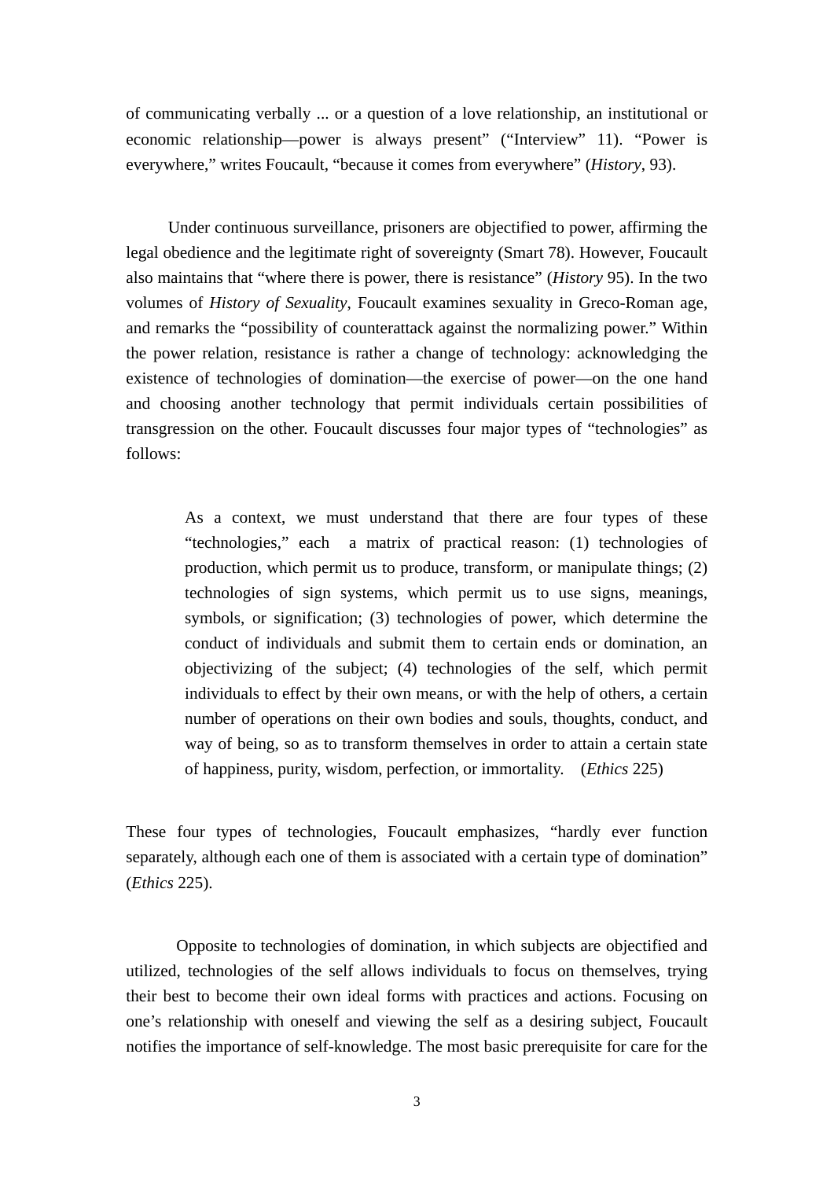of communicating verbally ... or a question of a love relationship, an institutional or economic relationship—power is always present" ("Interview" 11). "Power is everywhere," writes Foucault, "because it comes from everywhere" (*History*, 93).

Under continuous surveillance, prisoners are objectified to power, affirming the legal obedience and the legitimate right of sovereignty (Smart 78). However, Foucault also maintains that "where there is power, there is resistance" (*History* 95). In the two volumes of *History of Sexuality*, Foucault examines sexuality in Greco-Roman age, and remarks the "possibility of counterattack against the normalizing power." Within the power relation, resistance is rather a change of technology: acknowledging the existence of technologies of domination—the exercise of power—on the one hand and choosing another technology that permit individuals certain possibilities of transgression on the other. Foucault discusses four major types of "technologies" as follows:

> As a context, we must understand that there are four types of these "technologies," each a matrix of practical reason: (1) technologies of production, which permit us to produce, transform, or manipulate things; (2) technologies of sign systems, which permit us to use signs, meanings, symbols, or signification; (3) technologies of power, which determine the conduct of individuals and submit them to certain ends or domination, an objectivizing of the subject; (4) technologies of the self, which permit individuals to effect by their own means, or with the help of others, a certain number of operations on their own bodies and souls, thoughts, conduct, and way of being, so as to transform themselves in order to attain a certain state of happiness, purity, wisdom, perfection, or immortality. (*Ethics* 225)

These four types of technologies, Foucault emphasizes, "hardly ever function separately, although each one of them is associated with a certain type of domination" (*Ethics* 225).

Opposite to technologies of domination, in which subjects are objectified and utilized, technologies of the self allows individuals to focus on themselves, trying their best to become their own ideal forms with practices and actions. Focusing on one's relationship with oneself and viewing the self as a desiring subject, Foucault notifies the importance of self-knowledge. The most basic prerequisite for care for the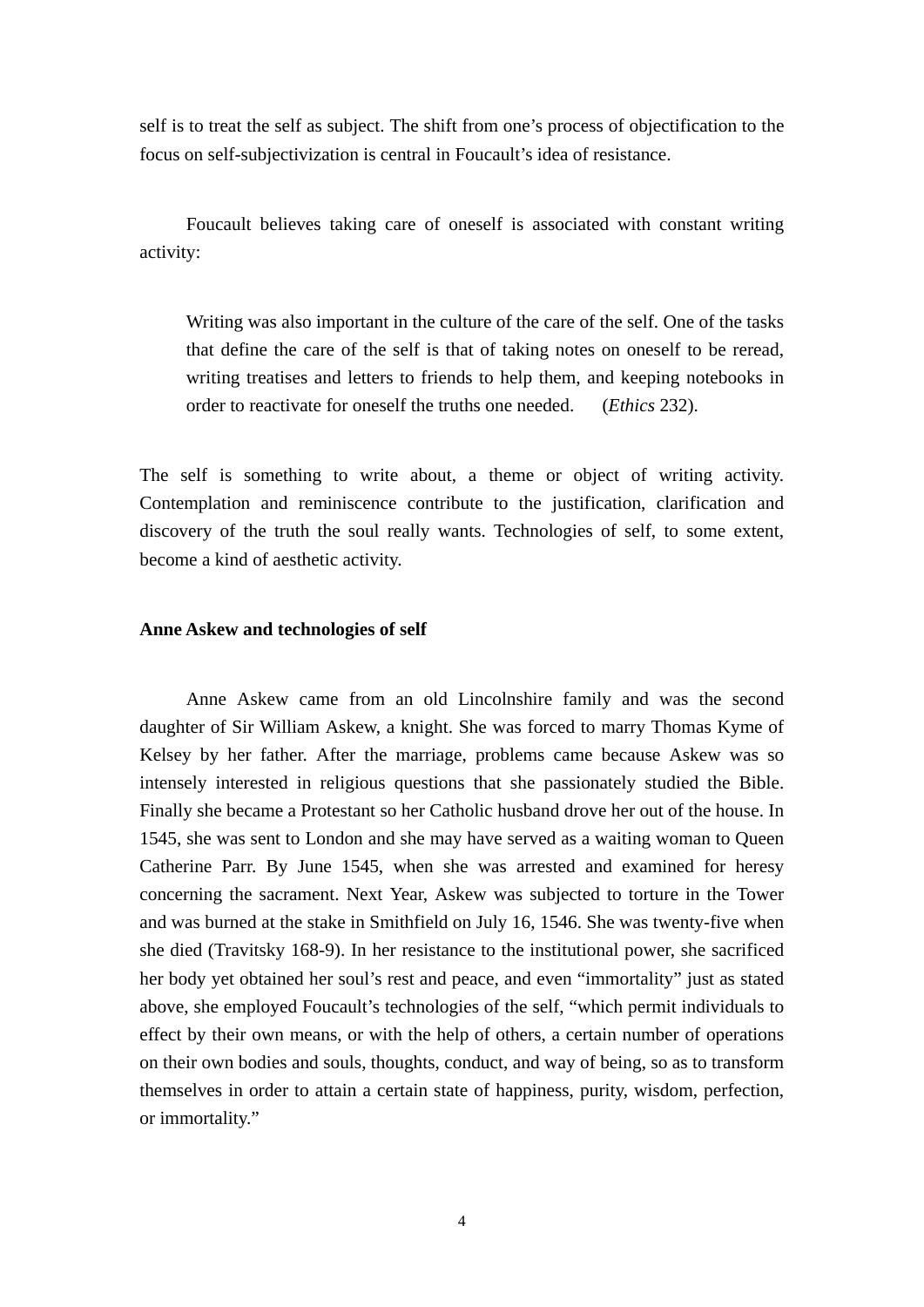self is to treat the self as subject. The shift from one's process of objectification to the focus on self-subjectivization is central in Foucault's idea of resistance.

Foucault believes taking care of oneself is associated with constant writing activity:

> Writing was also important in the culture of the care of the self. One of the tasks that define the care of the self is that of taking notes on oneself to be reread, writing treatises and letters to friends to help them, and keeping notebooks in order to reactivate for oneself the truths one needed. (*Ethics* 232).

The self is something to write about, a theme or object of writing activity. Contemplation and reminiscence contribute to the justification, clarification and discovery of the truth the soul really wants. Technologies of self, to some extent, become a kind of aesthetic activity.

**Anne Askew and technologies of self**

Anne Askew came from an old Lincolnshire family and was the second daughter of Sir William Askew, a knight. She was forced to marry Thomas Kyme of Kelsey by her father. After the marriage, problems came because Askew was so intensely interested in religious questions that she passionately studied the Bible. Finally she became a Protestant so her Catholic husband drove her out of the house. In 1545, she was sent to London and she may have served as a waiting woman to Queen Catherine Parr. By June 1545, when she was arrested and examined for heresy concerning the sacrament. Next Year, Askew was subjected to torture in the Tower and was burned at the stake in Smithfield on July 16, 1546. She was twenty-five when she died (Travitsky 168-9). In her resistance to the institutional power, she sacrificed her body yet obtained her soul's rest and peace, and even "immortality" just as stated above, she employed Foucault's technologies of the self, "which permit individuals to effect by their own means, or with the help of others, a certain number of operations on their own bodies and souls, thoughts, conduct, and way of being, so as to transform themselves in order to attain a certain state of happiness, purity, wisdom, perfection, or immortality."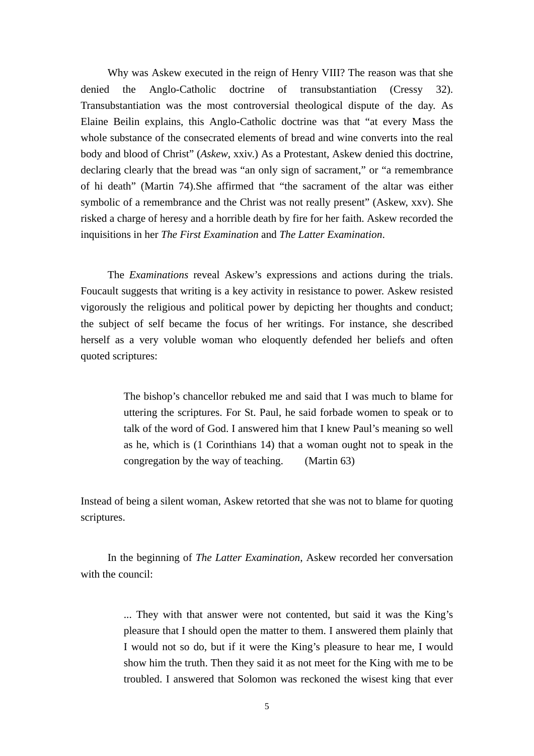Why was Askew executed in the reign of Henry VIII? The reason was that she denied the Anglo-Catholic doctrine of transubstantiation (Cressy 32). Transubstantiation was the most controversial theological dispute of the day. As Elaine Beilin explains, this Anglo-Catholic doctrine was that "at every Mass the whole substance of the consecrated elements of bread and wine converts into the real body and blood of Christ" (*Askew*, xxiv.) As a Protestant, Askew denied this doctrine, declaring clearly that the bread was "an only sign of sacrament," or "a remembrance of hi death" (Martin 74).She affirmed that "the sacrament of the altar was either symbolic of a remembrance and the Christ was not really present" (Askew, xxv). She risked a charge of heresy and a horrible death by fire for her faith. Askew recorded the inquisitions in her *The First Examination* and *The Latter Examination*.

The *Examinations* reveal Askew's expressions and actions during the trials. Foucault suggests that writing is a key activity in resistance to power. Askew resisted vigorously the religious and political power by depicting her thoughts and conduct; the subject of self became the focus of her writings. For instance, she described herself as a very voluble woman who eloquently defended her beliefs and often quoted scriptures:

> The bishop's chancellor rebuked me and said that I was much to blame for uttering the scriptures. For St. Paul, he said forbade women to speak or to talk of the word of God. I answered him that I knew Paul's meaning so well as he, which is (1 Corinthians 14) that a woman ought not to speak in the congregation by the way of teaching. (Martin 63)

Instead of being a silent woman, Askew retorted that she was not to blame for quoting scriptures.

In the beginning of *The Latter Examination*, Askew recorded her conversation with the council:

> ... They with that answer were not contented, but said it was the King's pleasure that I should open the matter to them. I answered them plainly that I would not so do, but if it were the King's pleasure to hear me, I would show him the truth. Then they said it as not meet for the King with me to be troubled. I answered that Solomon was reckoned the wisest king that ever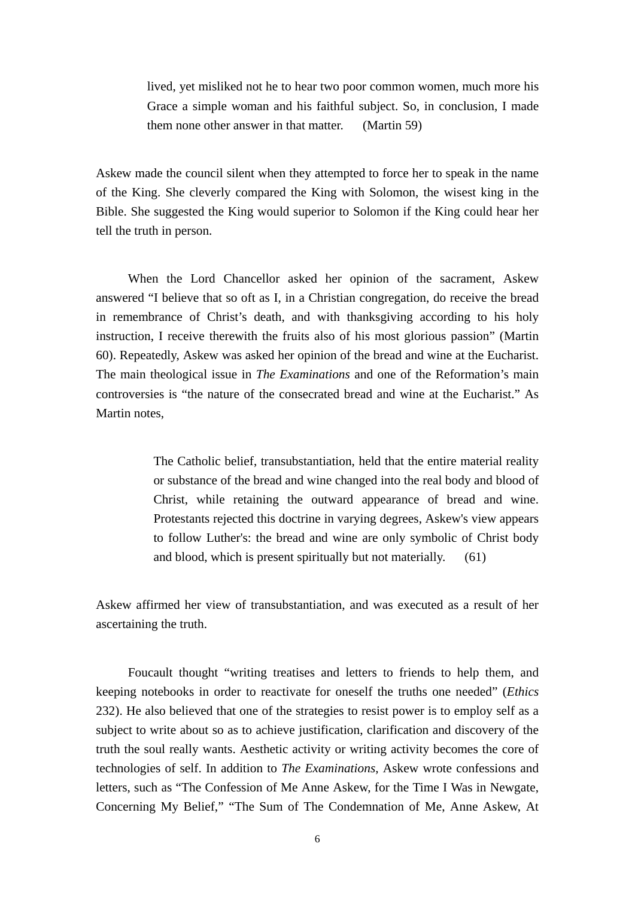> lived, yet misliked not he to hear two poor common women, much more his Grace a simple woman and his faithful subject. So, in conclusion, I made them none other answer in that matter. (Martin 59)

Askew made the council silent when they attempted to force her to speak in the name of the King. She cleverly compared the King with Solomon, the wisest king in the Bible. She suggested the King would superior to Solomon if the King could hear her tell the truth in person.

When the Lord Chancellor asked her opinion of the sacrament, Askew answered "I believe that so oft as I, in a Christian congregation, do receive the bread in remembrance of Christ's death, and with thanksgiving according to his holy instruction, I receive therewith the fruits also of his most glorious passion" (Martin 60). Repeatedly, Askew was asked her opinion of the bread and wine at the Eucharist. The main theological issue in *The Examinations* and one of the Reformation's main controversies is "the nature of the consecrated bread and wine at the Eucharist." As Martin notes,

> The Catholic belief, transubstantiation, held that the entire material reality or substance of the bread and wine changed into the real body and blood of Christ, while retaining the outward appearance of bread and wine. Protestants rejected this doctrine in varying degrees, Askew's view appears to follow Luther's: the bread and wine are only symbolic of Christ body and blood, which is present spiritually but not materially. (61)

Askew affirmed her view of transubstantiation, and was executed as a result of her ascertaining the truth.

Foucault thought "writing treatises and letters to friends to help them, and keeping notebooks in order to reactivate for oneself the truths one needed" (*Ethics* 232). He also believed that one of the strategies to resist power is to employ self as a subject to write about so as to achieve justification, clarification and discovery of the truth the soul really wants. Aesthetic activity or writing activity becomes the core of technologies of self. In addition to *The Examinations*, Askew wrote confessions and letters, such as "The Confession of Me Anne Askew, for the Time I Was in Newgate, Concerning My Belief," "The Sum of The Condemnation of Me, Anne Askew, At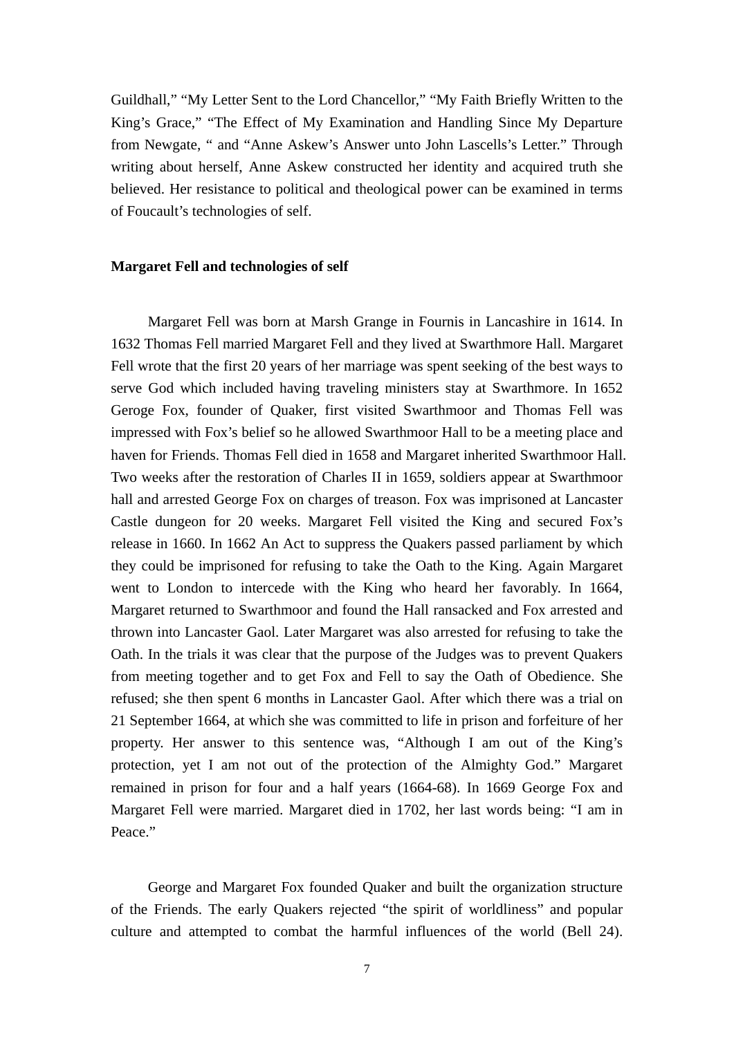Guildhall," "My Letter Sent to the Lord Chancellor," "My Faith Briefly Written to the King's Grace," "The Effect of My Examination and Handling Since My Departure from Newgate, " and "Anne Askew's Answer unto John Lascells's Letter." Through writing about herself, Anne Askew constructed her identity and acquired truth she believed. Her resistance to political and theological power can be examined in terms of Foucault's technologies of self.

**Margaret Fell and technologies of self**

Margaret Fell was born at Marsh Grange in Fournis in Lancashire in 1614. In 1632 Thomas Fell married Margaret Fell and they lived at Swarthmore Hall. Margaret Fell wrote that the first 20 years of her marriage was spent seeking of the best ways to serve God which included having traveling ministers stay at Swarthmore. In 1652 Geroge Fox, founder of Quaker, first visited Swarthmoor and Thomas Fell was impressed with Fox's belief so he allowed Swarthmoor Hall to be a meeting place and haven for Friends. Thomas Fell died in 1658 and Margaret inherited Swarthmoor Hall. Two weeks after the restoration of Charles II in 1659, soldiers appear at Swarthmoor hall and arrested George Fox on charges of treason. Fox was imprisoned at Lancaster Castle dungeon for 20 weeks. Margaret Fell visited the King and secured Fox's release in 1660. In 1662 An Act to suppress the Quakers passed parliament by which they could be imprisoned for refusing to take the Oath to the King. Again Margaret went to London to intercede with the King who heard her favorably. In 1664, Margaret returned to Swarthmoor and found the Hall ransacked and Fox arrested and thrown into Lancaster Gaol. Later Margaret was also arrested for refusing to take the Oath. In the trials it was clear that the purpose of the Judges was to prevent Quakers from meeting together and to get Fox and Fell to say the Oath of Obedience. She refused; she then spent 6 months in Lancaster Gaol. After which there was a trial on 21 September 1664, at which she was committed to life in prison and forfeiture of her property. Her answer to this sentence was, "Although I am out of the King's protection, yet I am not out of the protection of the Almighty God." Margaret remained in prison for four and a half years (1664-68). In 1669 George Fox and Margaret Fell were married. Margaret died in 1702, her last words being: "I am in Peace."

George and Margaret Fox founded Quaker and built the organization structure of the Friends. The early Quakers rejected "the spirit of worldliness" and popular culture and attempted to combat the harmful influences of the world (Bell 24).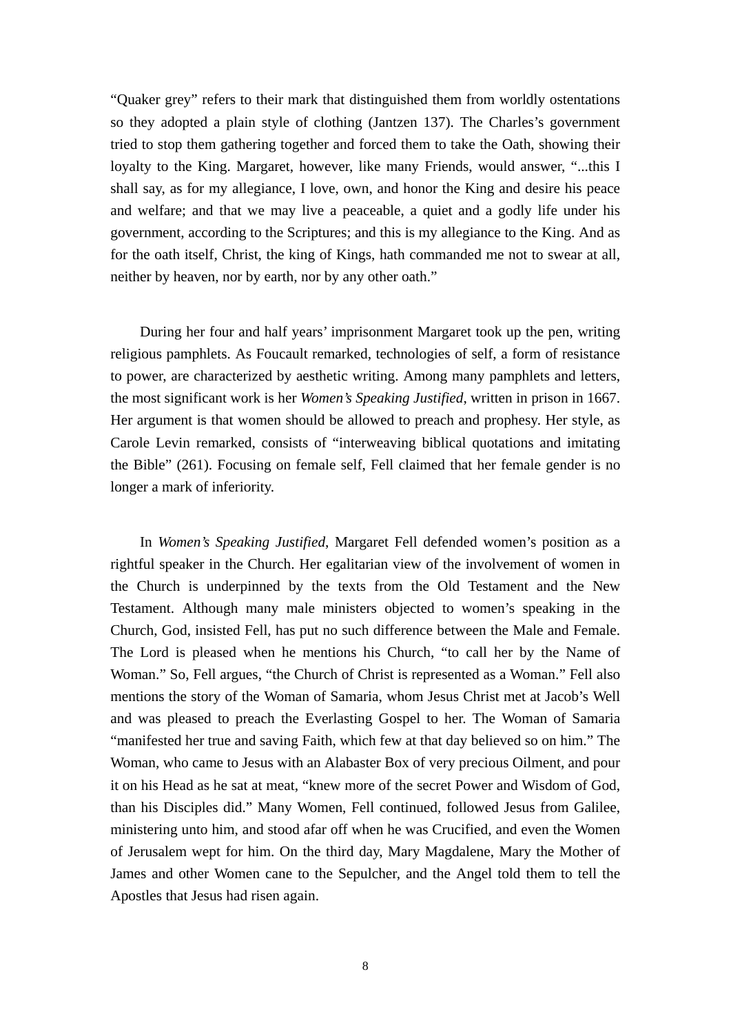"Quaker grey" refers to their mark that distinguished them from worldly ostentations so they adopted a plain style of clothing (Jantzen 137). The Charles's government tried to stop them gathering together and forced them to take the Oath, showing their loyalty to the King. Margaret, however, like many Friends, would answer, "...this I shall say, as for my allegiance, I love, own, and honor the King and desire his peace and welfare; and that we may live a peaceable, a quiet and a godly life under his government, according to the Scriptures; and this is my allegiance to the King. And as for the oath itself, Christ, the king of Kings, hath commanded me not to swear at all, neither by heaven, nor by earth, nor by any other oath."

During her four and half years' imprisonment Margaret took up the pen, writing religious pamphlets. As Foucault remarked, technologies of self, a form of resistance to power, are characterized by aesthetic writing. Among many pamphlets and letters, the most significant work is her *Women's Speaking Justified*, written in prison in 1667. Her argument is that women should be allowed to preach and prophesy. Her style, as Carole Levin remarked, consists of "interweaving biblical quotations and imitating the Bible" (261). Focusing on female self, Fell claimed that her female gender is no longer a mark of inferiority.

In *Women's Speaking Justified*, Margaret Fell defended women's position as a rightful speaker in the Church. Her egalitarian view of the involvement of women in the Church is underpinned by the texts from the Old Testament and the New Testament. Although many male ministers objected to women's speaking in the Church, God, insisted Fell, has put no such difference between the Male and Female. The Lord is pleased when he mentions his Church, "to call her by the Name of Woman." So, Fell argues, "the Church of Christ is represented as a Woman." Fell also mentions the story of the Woman of Samaria, whom Jesus Christ met at Jacob's Well and was pleased to preach the Everlasting Gospel to her. The Woman of Samaria "manifested her true and saving Faith, which few at that day believed so on him." The Woman, who came to Jesus with an Alabaster Box of very precious Oilment, and pour it on his Head as he sat at meat, "knew more of the secret Power and Wisdom of God, than his Disciples did." Many Women, Fell continued, followed Jesus from Galilee, ministering unto him, and stood afar off when he was Crucified, and even the Women of Jerusalem wept for him. On the third day, Mary Magdalene, Mary the Mother of James and other Women cane to the Sepulcher, and the Angel told them to tell the Apostles that Jesus had risen again.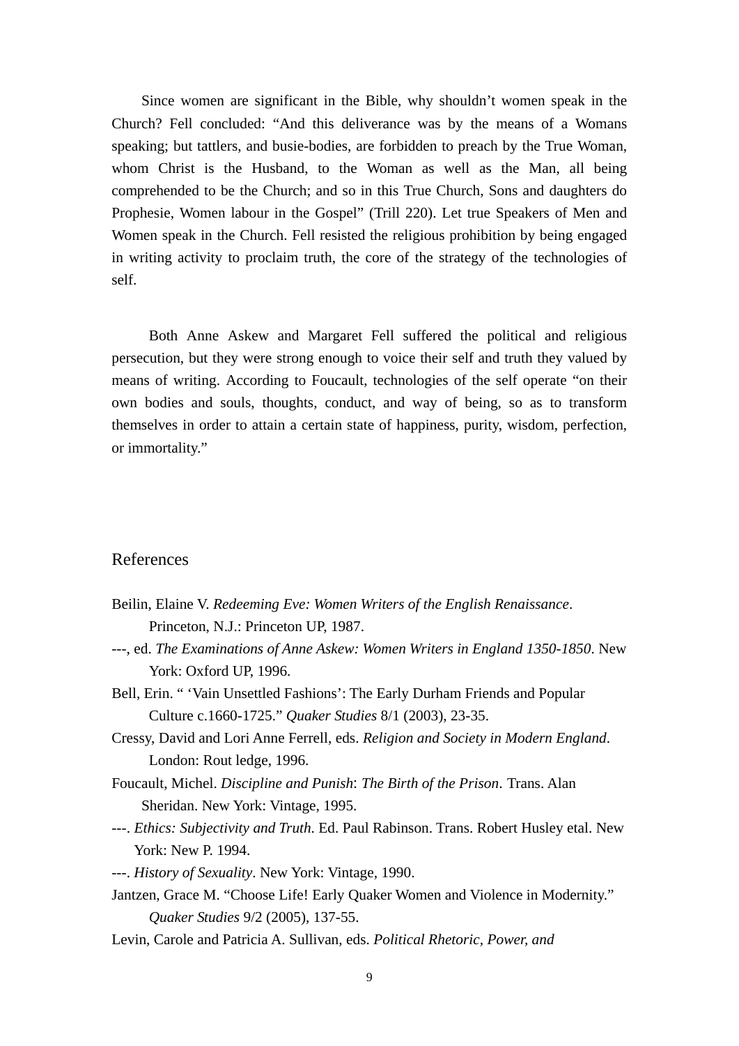Since women are significant in the Bible, why shouldn't women speak in the Church? Fell concluded: "And this deliverance was by the means of a Womans speaking; but tattlers, and busie-bodies, are forbidden to preach by the True Woman, whom Christ is the Husband, to the Woman as well as the Man, all being comprehended to be the Church; and so in this True Church, Sons and daughters do Prophesie, Women labour in the Gospel" (Trill 220). Let true Speakers of Men and Women speak in the Church. Fell resisted the religious prohibition by being engaged in writing activity to proclaim truth, the core of the strategy of the technologies of self.

Both Anne Askew and Margaret Fell suffered the political and religious persecution, but they were strong enough to voice their self and truth they valued by means of writing. According to Foucault, technologies of the self operate "on their own bodies and souls, thoughts, conduct, and way of being, so as to transform themselves in order to attain a certain state of happiness, purity, wisdom, perfection, or immortality."

## References

Beilin, Elaine V. *Redeeming Eve: Women Writers of the English Renaissance*. Princeton, N.J.: Princeton UP, 1987.

---, ed. *The Examinations of Anne Askew: Women Writers in England 1350-1850*. New York: Oxford UP, 1996.

Bell, Erin. " 'Vain Unsettled Fashions': The Early Durham Friends and Popular Culture c.1660-1725." *Quaker Studies* 8/1 (2003), 23-35.

Cressy, David and Lori Anne Ferrell, eds. *Religion and Society in Modern England*. London: Rout ledge, 1996.

Foucault, Michel. *Discipline and Punish*: *The Birth of the Prison*. Trans. Alan Sheridan. New York: Vintage, 1995.

---. *Ethics: Subjectivity and Truth*. Ed. Paul Rabinson. Trans. Robert Husley etal. New York: New P. 1994.

---. *History of Sexuality*. New York: Vintage, 1990.

Jantzen, Grace M. "Choose Life! Early Quaker Women and Violence in Modernity." *Quaker Studies* 9/2 (2005), 137-55.

Levin, Carole and Patricia A. Sullivan, eds. *Political Rhetoric, Power, and*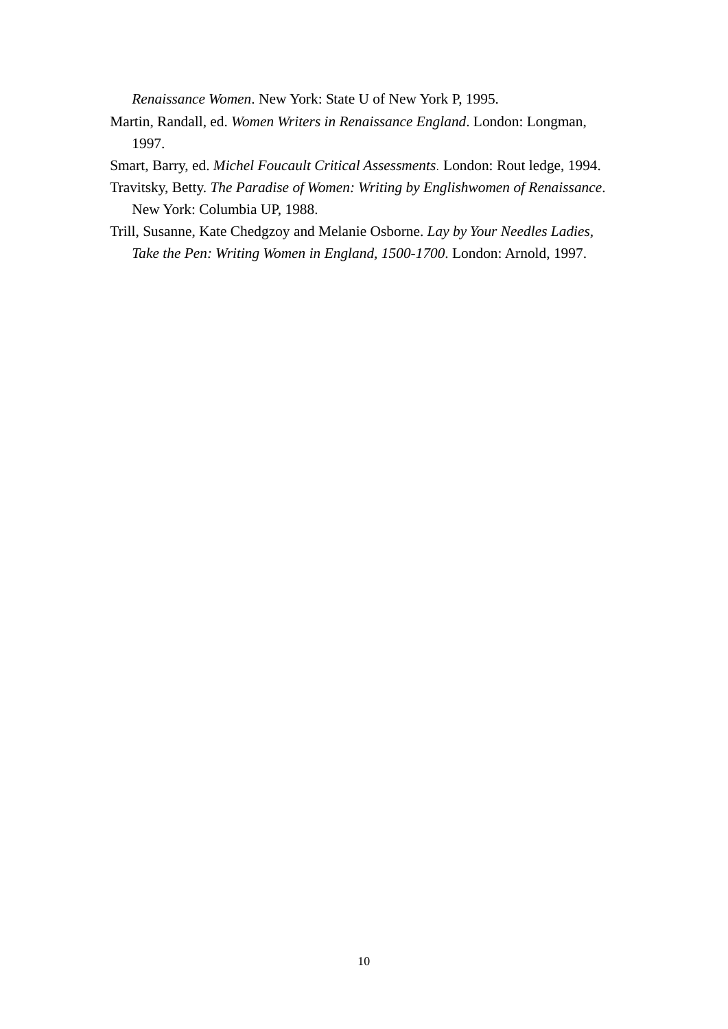*Renaissance Women*. New York: State U of New York P, 1995.

Martin, Randall, ed. *Women Writers in Renaissance England*. London: Longman, 1997.

Smart, Barry, ed. *Michel Foucault Critical Assessments*. London: Rout ledge, 1994.

Travitsky, Betty. *The Paradise of Women: Writing by Englishwomen of Renaissance*. New York: Columbia UP, 1988.

Trill, Susanne, Kate Chedgzoy and Melanie Osborne. *Lay by Your Needles Ladies, Take the Pen: Writing Women in England, 1500-1700*. London: Arnold, 1997.